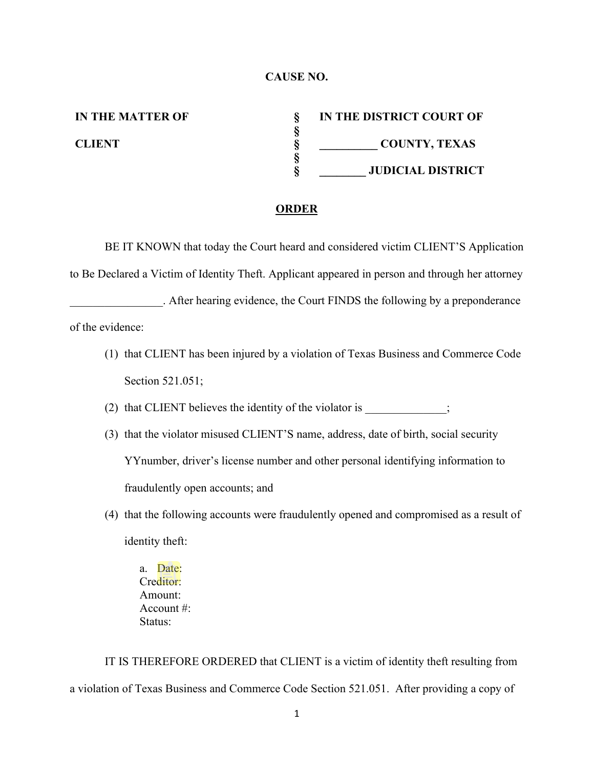**CAUSE NO.**

| | | |
|---|---|---|
| **IN THE MATTER OF** | § | **IN THE DISTRICT COURT OF** |
| | § | |
| **CLIENT** | § | **__________ COUNTY, TEXAS** |
| | § | |
| | § | **________ JUDICIAL DISTRICT** |

**ORDER**

BE IT KNOWN that today the Court heard and considered victim CLIENT'S Application to Be Declared a Victim of Identity Theft. Applicant appeared in person and through her attorney ________________. After hearing evidence, the Court FINDS the following by a preponderance of the evidence:

(1) that CLIENT has been injured by a violation of Texas Business and Commerce Code Section 521.051;

(2) that CLIENT believes the identity of the violator is ______________;

(3) that the violator misused CLIENT'S name, address, date of birth, social security YYnumber, driver's license number and other personal identifying information to fraudulently open accounts; and

(4) that the following accounts were fraudulently opened and compromised as a result of identity theft:

a. Date:
Creditor:
Amount:
Account #:
Status:

IT IS THEREFORE ORDERED that CLIENT is a victim of identity theft resulting from a violation of Texas Business and Commerce Code Section 521.051. After providing a copy of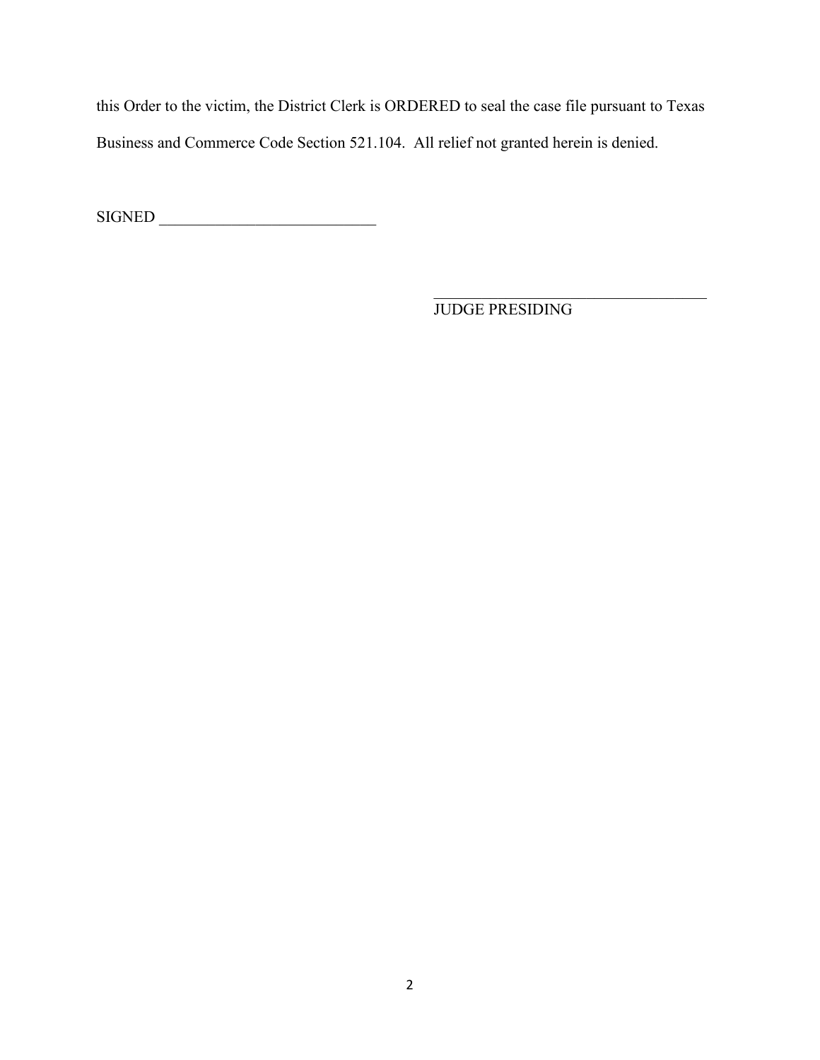this Order to the victim, the District Clerk is ORDERED to seal the case file pursuant to Texas Business and Commerce Code Section 521.104. All relief not granted herein is denied.

SIGNED ___________________________

___________________________________
JUDGE PRESIDING